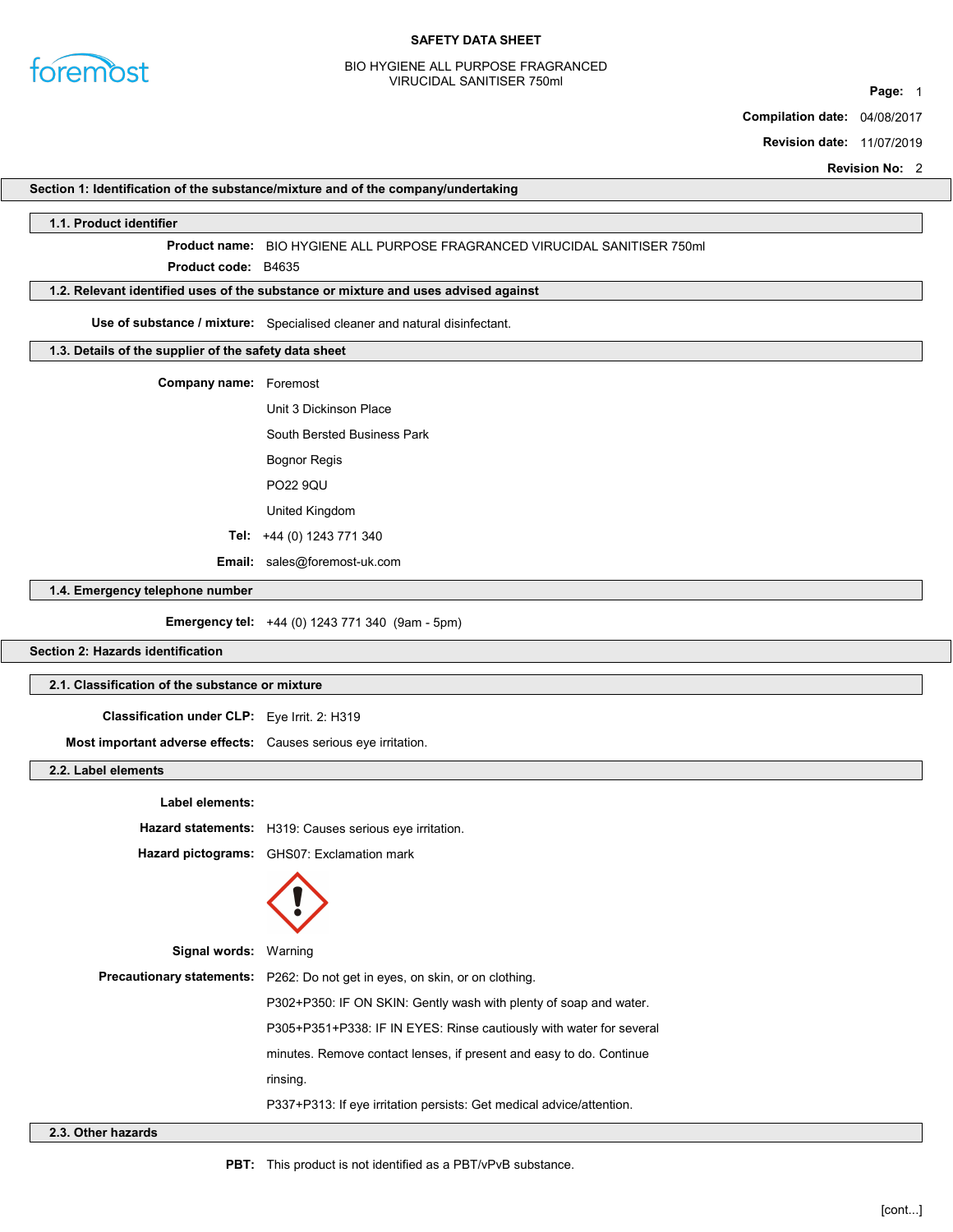# SAFETY DATA SHEET

BIO HYGIENE ALL PURPOSE FRAGRANCED VIRUCIDAL SANITISER 750ml

**Compilation date:** 04/08/2017

**Revision date:** 11/07/2019

**Revision No:** 2

## Section 1: Identification of the substance/mixture and of the company/undertaking

### 1.1. Product identifier

**Product name:** BIO HYGIENE ALL PURPOSE FRAGRANCED VIRUCIDAL SANITISER 750ml

**Product code:** B4635

### 1.2. Relevant identified uses of the substance or mixture and uses advised against

**Use of substance / mixture:** Specialised cleaner and natural disinfectant.

### 1.3. Details of the supplier of the safety data sheet

**Company name:** Foremost

Unit 3 Dickinson Place

South Bersted Business Park

Bognor Regis

PO22 9QU

United Kingdom

**Tel:** +44 (0) 1243 771 340

**Email:** sales@foremost-uk.com

### 1.4. Emergency telephone number

**Emergency tel:** +44 (0) 1243 771 340 (9am - 5pm)

## Section 2: Hazards identification

### 2.1. Classification of the substance or mixture

**Classification under CLP:** Eye Irrit. 2: H319

**Most important adverse effects:** Causes serious eye irritation.

### 2.2. Label elements

**Label elements:**

**Hazard statements:** H319: Causes serious eye irritation.

**Hazard pictograms:** GHS07: Exclamation mark

**Signal words:** Warning

**Precautionary statements:** P262: Do not get in eyes, on skin, or on clothing.

P302+P350: IF ON SKIN: Gently wash with plenty of soap and water.

P305+P351+P338: IF IN EYES: Rinse cautiously with water for several minutes. Remove contact lenses, if present and easy to do. Continue rinsing.

P337+P313: If eye irritation persists: Get medical advice/attention.

### 2.3. Other hazards

**PBT:** This product is not identified as a PBT/vPvB substance.

[cont...]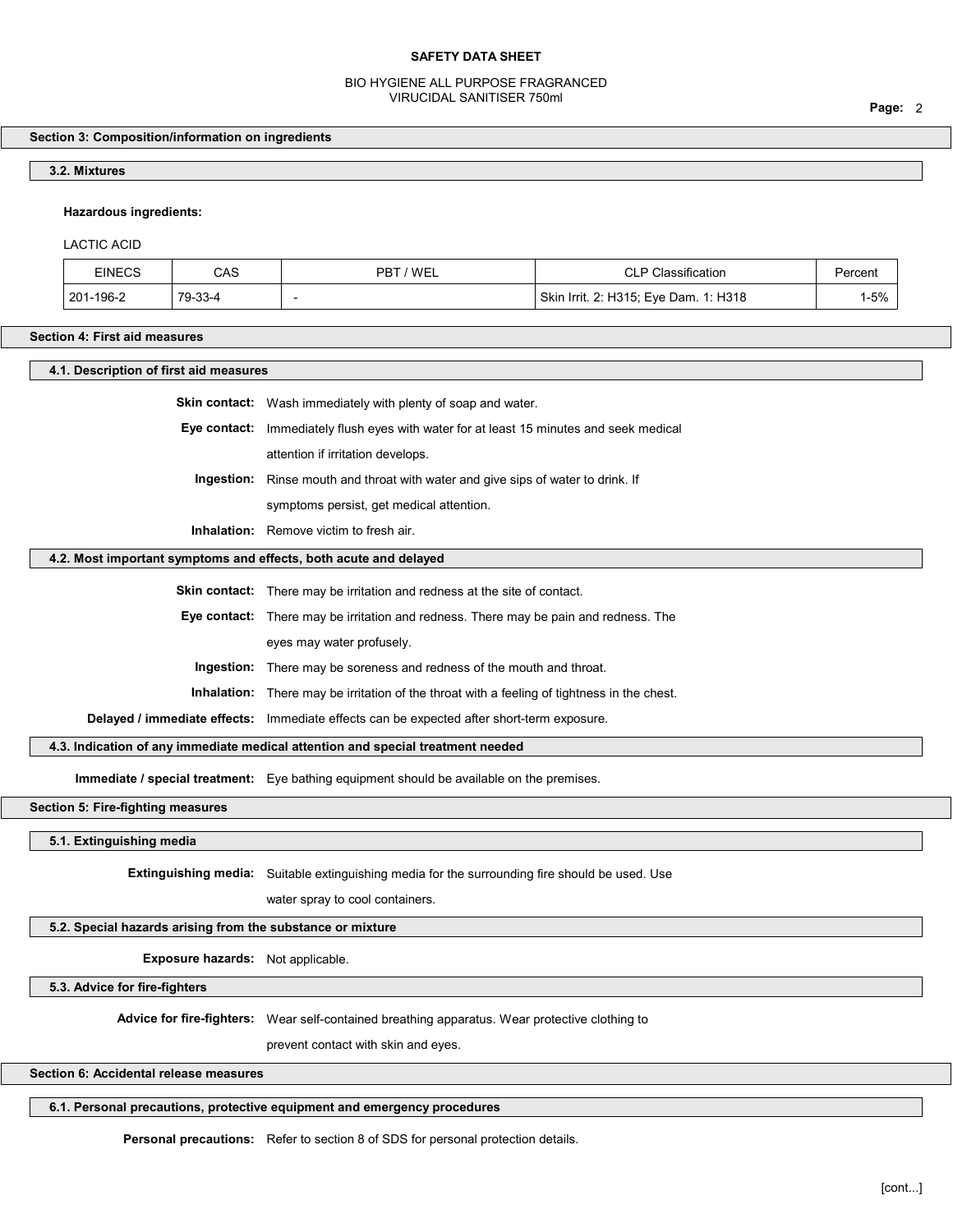## Section 3: Composition/information on ingredients

### 3.2. Mixtures

**Hazardous ingredients:**

LACTIC ACID

| EINECS | CAS | PBT / WEL | CLP Classification | Percent |
|---|---|---|---|---|
| 201-196-2 | 79-33-4 | - | Skin Irrit. 2: H315; Eye Dam. 1: H318 | 1-5% |

## Section 4: First aid measures

### 4.1. Description of first aid measures

**Skin contact:** Wash immediately with plenty of soap and water.

**Eye contact:** Immediately flush eyes with water for at least 15 minutes and seek medical attention if irritation develops.

**Ingestion:** Rinse mouth and throat with water and give sips of water to drink. If symptoms persist, get medical attention.

**Inhalation:** Remove victim to fresh air.

### 4.2. Most important symptoms and effects, both acute and delayed

**Skin contact:** There may be irritation and redness at the site of contact.

**Eye contact:** There may be irritation and redness. There may be pain and redness. The eyes may water profusely.

**Ingestion:** There may be soreness and redness of the mouth and throat.

**Inhalation:** There may be irritation of the throat with a feeling of tightness in the chest.

**Delayed / immediate effects:** Immediate effects can be expected after short-term exposure.

### 4.3. Indication of any immediate medical attention and special treatment needed

**Immediate / special treatment:** Eye bathing equipment should be available on the premises.

## Section 5: Fire-fighting measures

### 5.1. Extinguishing media

**Extinguishing media:** Suitable extinguishing media for the surrounding fire should be used. Use water spray to cool containers.

### 5.2. Special hazards arising from the substance or mixture

**Exposure hazards:** Not applicable.

### 5.3. Advice for fire-fighters

**Advice for fire-fighters:** Wear self-contained breathing apparatus. Wear protective clothing to prevent contact with skin and eyes.

## Section 6: Accidental release measures

### 6.1. Personal precautions, protective equipment and emergency procedures

**Personal precautions:** Refer to section 8 of SDS for personal protection details.

[cont...]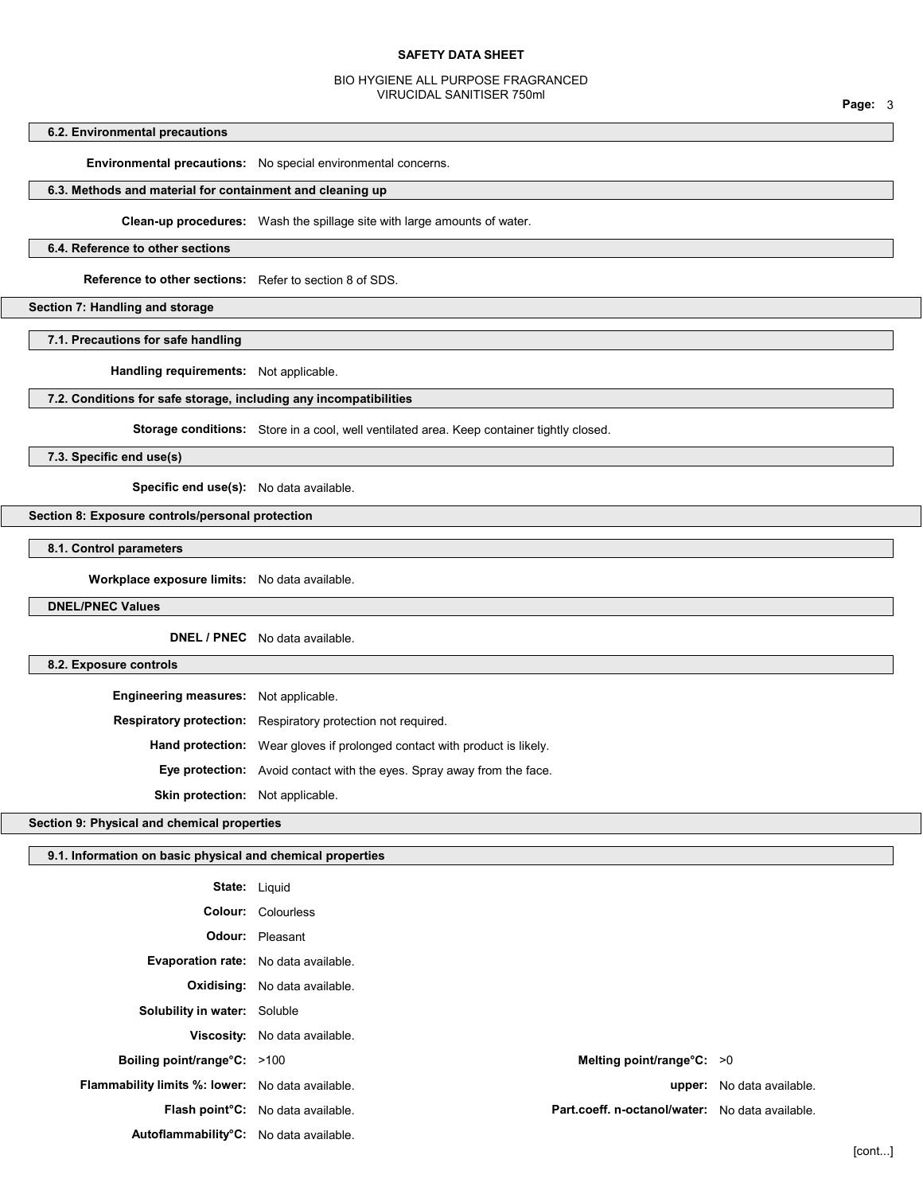### 6.2. Environmental precautions

**Environmental precautions:** No special environmental concerns.

### 6.3. Methods and material for containment and cleaning up

**Clean-up procedures:** Wash the spillage site with large amounts of water.

### 6.4. Reference to other sections

**Reference to other sections:** Refer to section 8 of SDS.

## Section 7: Handling and storage

### 7.1. Precautions for safe handling

**Handling requirements:** Not applicable.

### 7.2. Conditions for safe storage, including any incompatibilities

**Storage conditions:** Store in a cool, well ventilated area. Keep container tightly closed.

### 7.3. Specific end use(s)

**Specific end use(s):** No data available.

## Section 8: Exposure controls/personal protection

### 8.1. Control parameters

**Workplace exposure limits:** No data available.

### DNEL/PNEC Values

**DNEL / PNEC** No data available.

### 8.2. Exposure controls

**Engineering measures:** Not applicable.

**Respiratory protection:** Respiratory protection not required.

**Hand protection:** Wear gloves if prolonged contact with product is likely.

**Eye protection:** Avoid contact with the eyes. Spray away from the face.

**Skin protection:** Not applicable.

## Section 9: Physical and chemical properties

### 9.1. Information on basic physical and chemical properties

**State:** Liquid

**Colour:** Colourless

**Odour:** Pleasant

**Evaporation rate:** No data available.

**Oxidising:** No data available.

**Solubility in water:** Soluble

**Viscosity:** No data available.

**Boiling point/range°C:** >100

**Melting point/range°C:** >0

**Flammability limits %: lower:** No data available.

**upper:** No data available.

**Flash point°C:** No data available.

**Part.coeff. n-octanol/water:** No data available.

**Autoflammability°C:** No data available.

[cont...]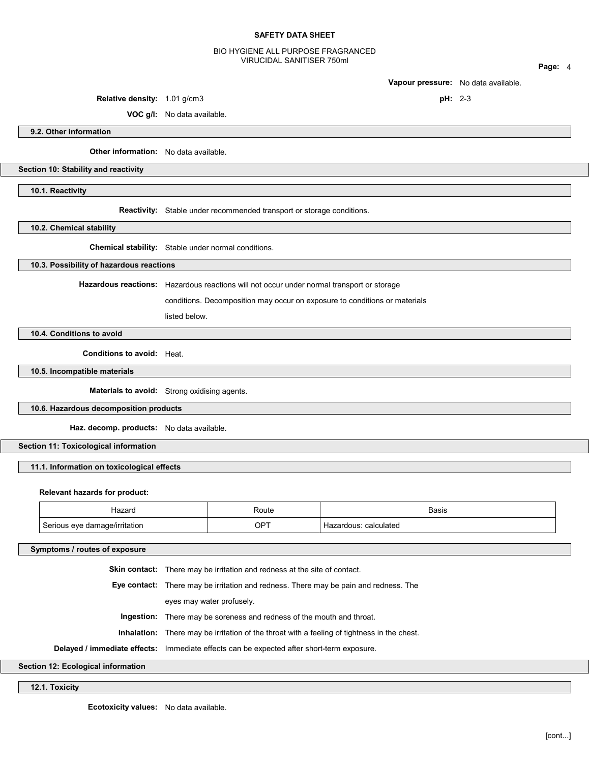**Vapour pressure:** No data available.

**Relative density:** 1.01 g/cm3

**pH:** 2-3

**VOC g/l:** No data available.

### 9.2. Other information

**Other information:** No data available.

## Section 10: Stability and reactivity

### 10.1. Reactivity

**Reactivity:** Stable under recommended transport or storage conditions.

### 10.2. Chemical stability

**Chemical stability:** Stable under normal conditions.

### 10.3. Possibility of hazardous reactions

**Hazardous reactions:** Hazardous reactions will not occur under normal transport or storage conditions. Decomposition may occur on exposure to conditions or materials listed below.

### 10.4. Conditions to avoid

**Conditions to avoid:** Heat.

### 10.5. Incompatible materials

**Materials to avoid:** Strong oxidising agents.

### 10.6. Hazardous decomposition products

**Haz. decomp. products:** No data available.

## Section 11: Toxicological information

### 11.1. Information on toxicological effects

**Relevant hazards for product:**

| Hazard | Route | Basis |
|---|---|---|
| Serious eye damage/irritation | OPT | Hazardous: calculated |

### Symptoms / routes of exposure

**Skin contact:** There may be irritation and redness at the site of contact.

**Eye contact:** There may be irritation and redness. There may be pain and redness. The eyes may water profusely.

**Ingestion:** There may be soreness and redness of the mouth and throat.

**Inhalation:** There may be irritation of the throat with a feeling of tightness in the chest.

**Delayed / immediate effects:** Immediate effects can be expected after short-term exposure.

## Section 12: Ecological information

### 12.1. Toxicity

**Ecotoxicity values:** No data available.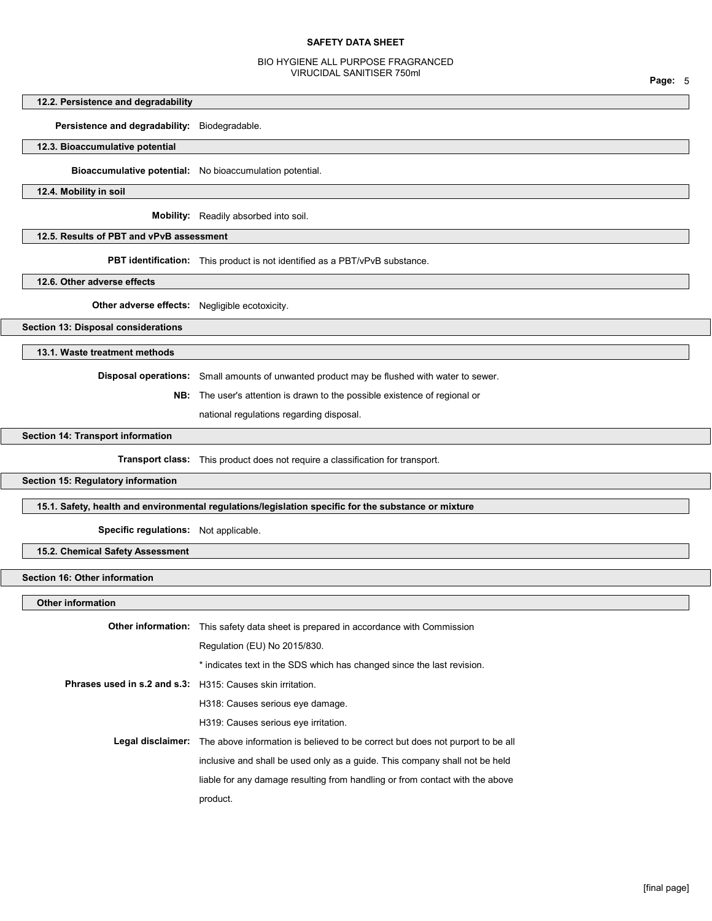### 12.2. Persistence and degradability

**Persistence and degradability:** Biodegradable.

### 12.3. Bioaccumulative potential

**Bioaccumulative potential:** No bioaccumulation potential.

### 12.4. Mobility in soil

**Mobility:** Readily absorbed into soil.

### 12.5. Results of PBT and vPvB assessment

**PBT identification:** This product is not identified as a PBT/vPvB substance.

### 12.6. Other adverse effects

**Other adverse effects:** Negligible ecotoxicity.

## Section 13: Disposal considerations

### 13.1. Waste treatment methods

**Disposal operations:** Small amounts of unwanted product may be flushed with water to sewer.

**NB:** The user's attention is drawn to the possible existence of regional or national regulations regarding disposal.

## Section 14: Transport information

**Transport class:** This product does not require a classification for transport.

## Section 15: Regulatory information

### 15.1. Safety, health and environmental regulations/legislation specific for the substance or mixture

**Specific regulations:** Not applicable.

### 15.2. Chemical Safety Assessment

## Section 16: Other information

### Other information

**Other information:** This safety data sheet is prepared in accordance with Commission Regulation (EU) No 2015/830.

* indicates text in the SDS which has changed since the last revision.

**Phrases used in s.2 and s.3:** H315: Causes skin irritation.

H318: Causes serious eye damage.

H319: Causes serious eye irritation.

**Legal disclaimer:** The above information is believed to be correct but does not purport to be all inclusive and shall be used only as a guide. This company shall not be held liable for any damage resulting from handling or from contact with the above product.

[final page]